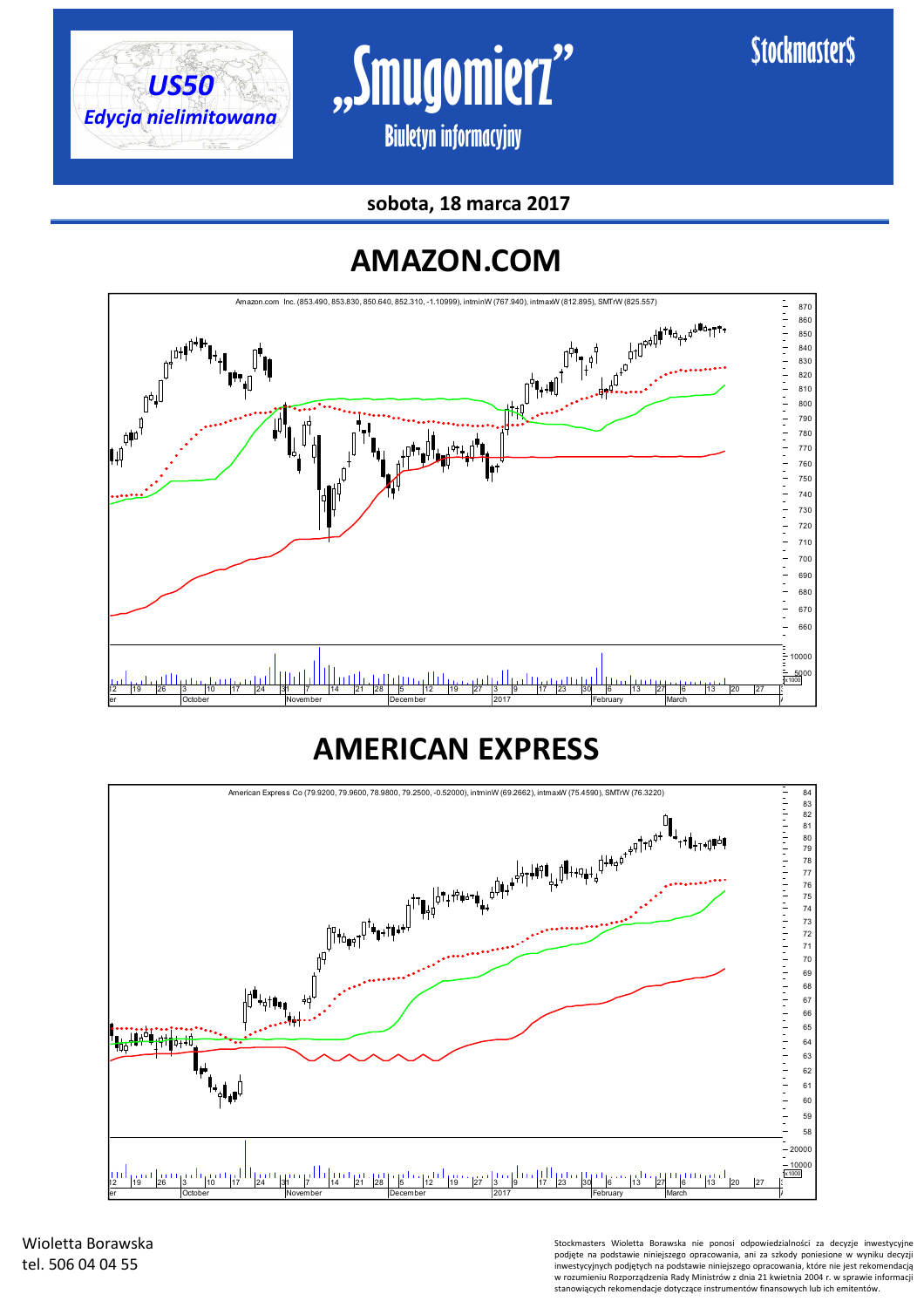US50

*Edycja nielimitowana*

# „Smugomierz"

Biuletyn informacyjny

StockmasterS

**sobota, 18 marca 2017**

## AMAZON.COM

Amazon.com Inc. (853.490, 853.830, 850.640, 852.310, -1.10999), intminW (767.940), intmaxW (812.895), SMTrW (825.557)

## AMERICAN EXPRESS

American Express Co (79.9200, 79.9600, 78.9800, 79.2500, -0.52000), intminW (69.2662), intmaxW (75.4590), SMTrW (76.3220)

Wioletta Borawska
tel. 506 04 04 55

Stockmasters Wioletta Borawska nie ponosi odpowiedzialności za decyzje inwestycyjne podjęte na podstawie niniejszego opracowania, ani za szkody poniesione w wyniku decyzji inwestycyjnych podjętych na podstawie niniejszego opracowania, które nie jest rekomendacją w rozumieniu Rozporządzenia Rady Ministrów z dnia 21 kwietnia 2004 r. w sprawie informacji stanowiących rekomendacje dotyczące instrumentów finansowych lub ich emitentów.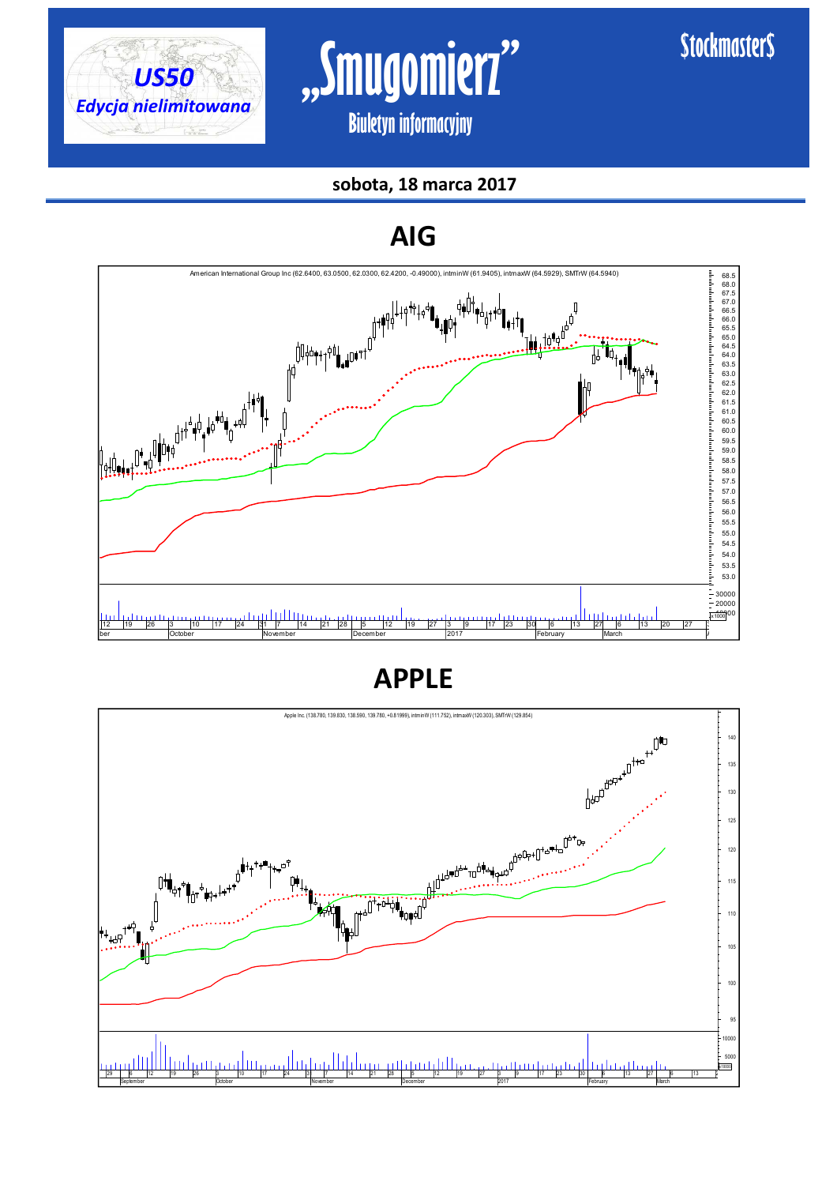sobota, 18 marca 2017

# AIG

American International Group Inc (62.6400, 63.0500, 62.0300, 62.4200, -0.49000), intminW (61.9405), intmaxW (64.5929), SMTrW (64.5940)

# APPLE

Apple Inc. (138.780, 139.830, 138.590, 139.780, +0.81999), intminW (111.752), intmaxW (120.303), SMTrW (129.854)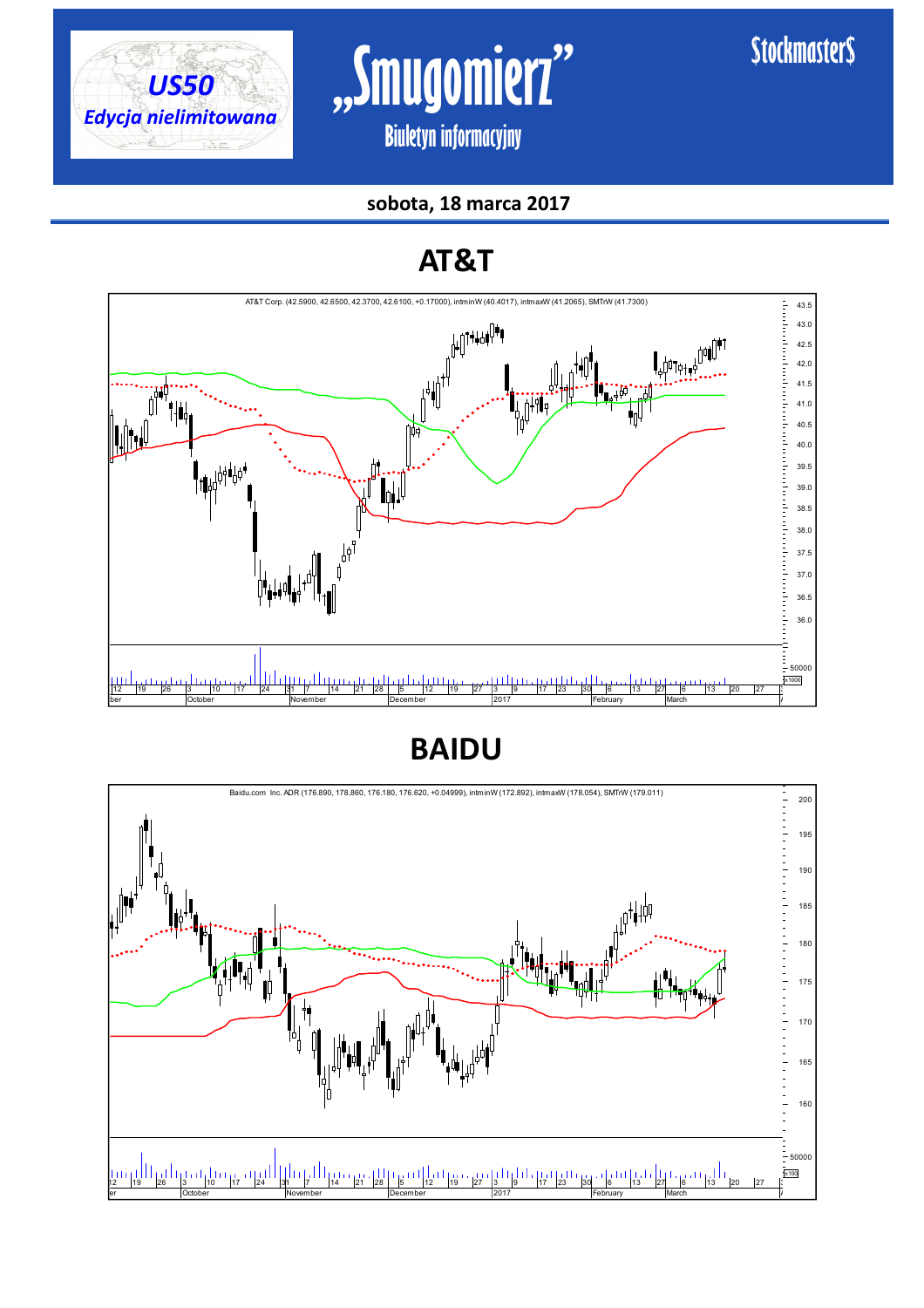sobota, 18 marca 2017

# AT&T

AT&T Corp. (42.5900, 42.6500, 42.3700, 42.6100, +0.17000), intminW (40.4017), intmaxW (41.2065), SMTrW (41.7300)

# BAIDU

Baidu.com Inc. ADR (176.890, 178.860, 176.180, 176.620, +0.04999), intminW (172.892), intmaxW (178.054), SMTrW (179.011)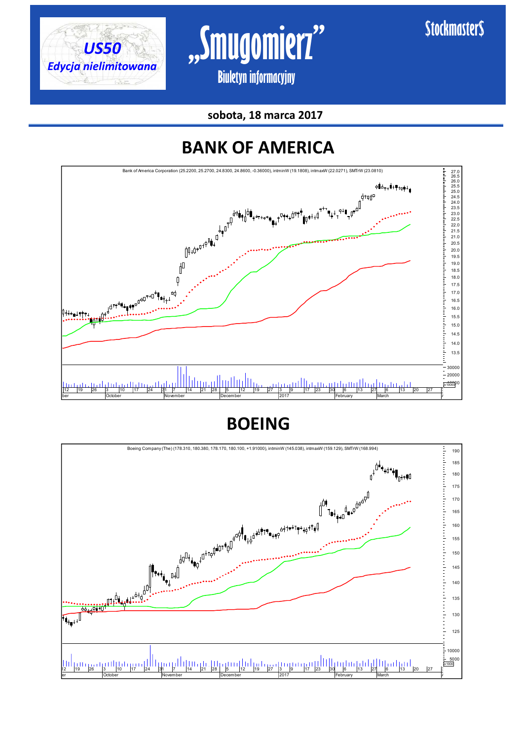# BANK OF AMERICA

Bank of America Corporation (25.2200, 25.2700, 24.8300, 24.8600, -0.36000), intminW (19.1808), intmaxW (22.0271), SMTrW (23.0810)

# BOEING

Boeing Company (The) (178.310, 180.380, 178.170, 180.100, +1.91000), intminW (145.038), intmaxW (159.129), SMTrW (168.994)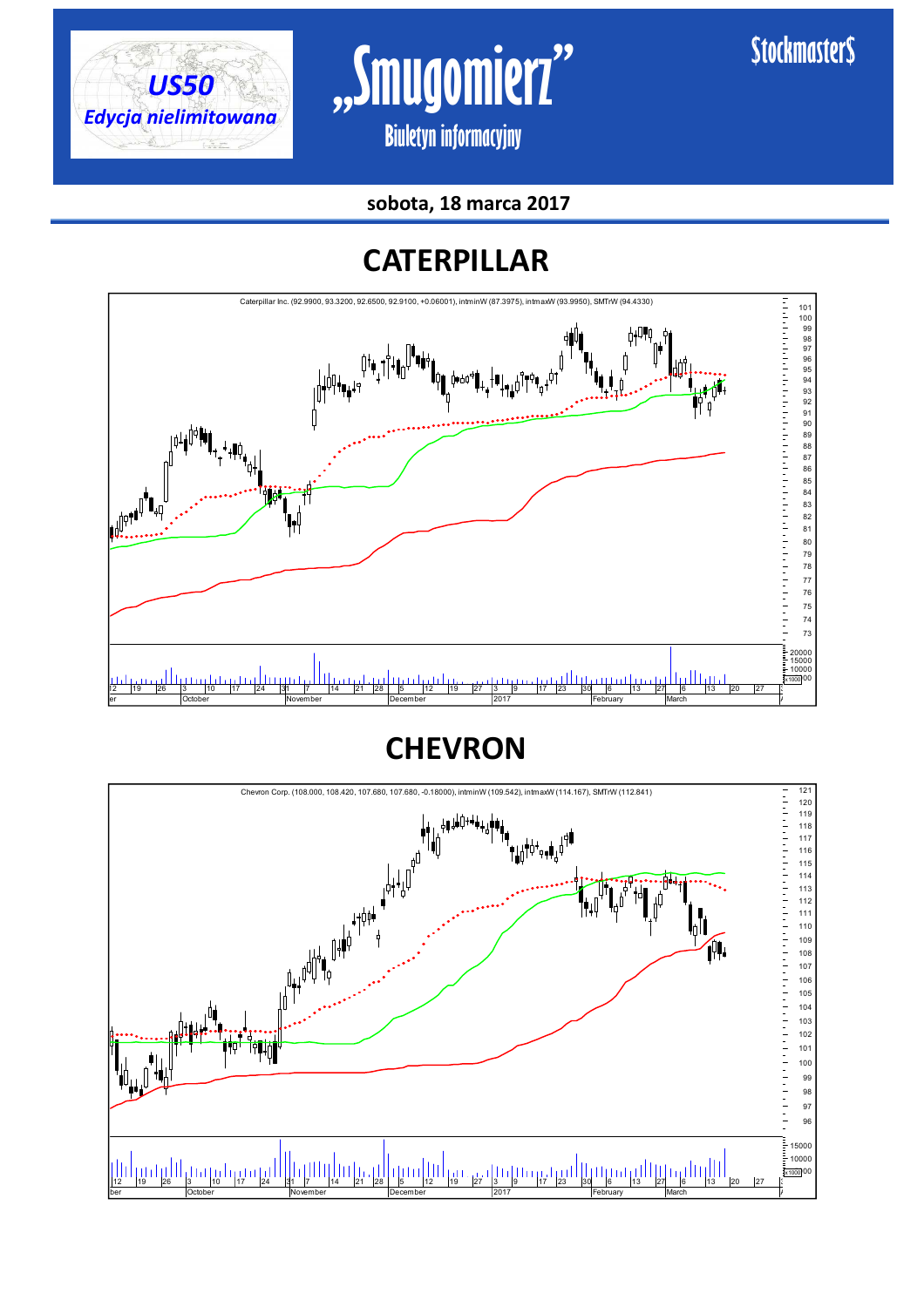sobota, 18 marca 2017

# CATERPILLAR

Caterpillar Inc. (92.9900, 93.3200, 92.6500, 92.9100, +0.06001), intminW (87.3975), intmaxW (93.9950), SMTrW (94.4330)

# CHEVRON

Chevron Corp. (108.000, 108.420, 107.680, 107.680, -0.18000), intminW (109.542), intmaxW (114.167), SMTrW (112.841)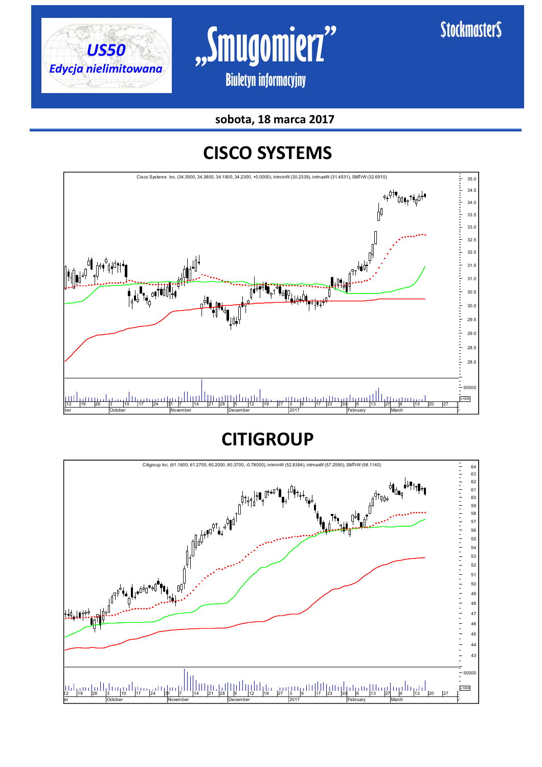sobota, 18 marca 2017

# CISCO SYSTEMS

Cisco Systems Inc. (34.3500, 34.3800, 34.1900, 34.2300, +0.0000), intminW (30.2339), intmaxW (31.4531), SMTrW (32.6910)

# CITIGROUP

Citigroup Inc. (61.1600, 61.2700, 60.2000, 60.3700, -0.78000), intminW (52.8384), intmaxW (57.2590), SMTrW (58.1140)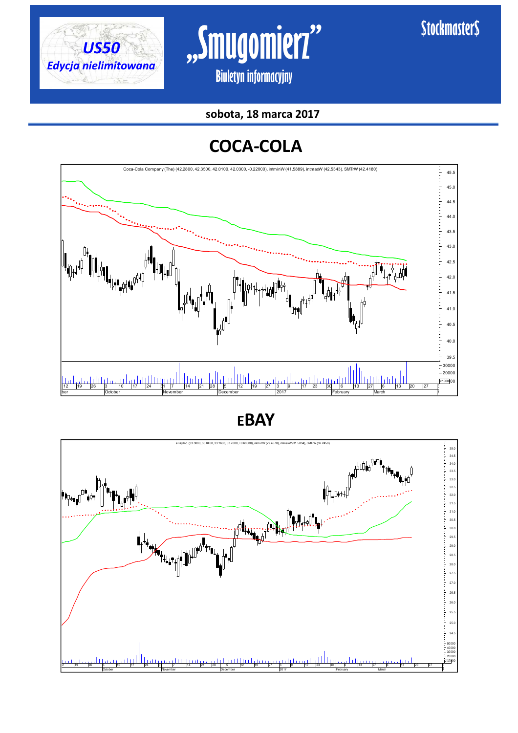# COCA-COLA

Coca-Cola Company (The) (42.2800, 42.3500, 42.0100, 42.0300, -0.22000), intminW (41.5889), intmaxW (42.5343), SMTrW (42.4180)

# EBAY

eBay Inc. (33.3000, 33.8400, 33.1600, 33.7000, +0.60000), intminW (29.4678), intmaxW (31.5834), SMTrW (32.2450)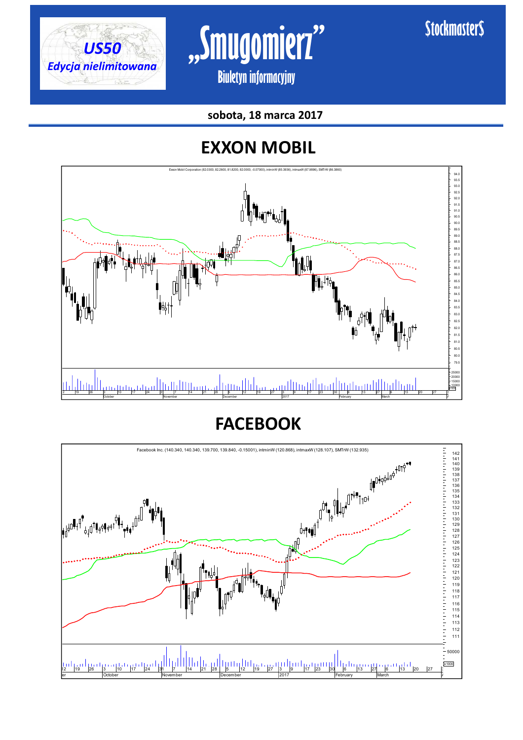# EXXON MOBIL

Exxon Mobil Corporation (82.0300, 82.2600, 81.8200, 82.0000, -0.07000), intminW (85.3936), intmaxW (87.9896), SMTrW (86.3860)

# FACEBOOK

Facebook Inc. (140.340, 140.340, 139.700, 139.840, -0.15001), intminW (120.868), intmaxW (128.107), SMTrW (132.935)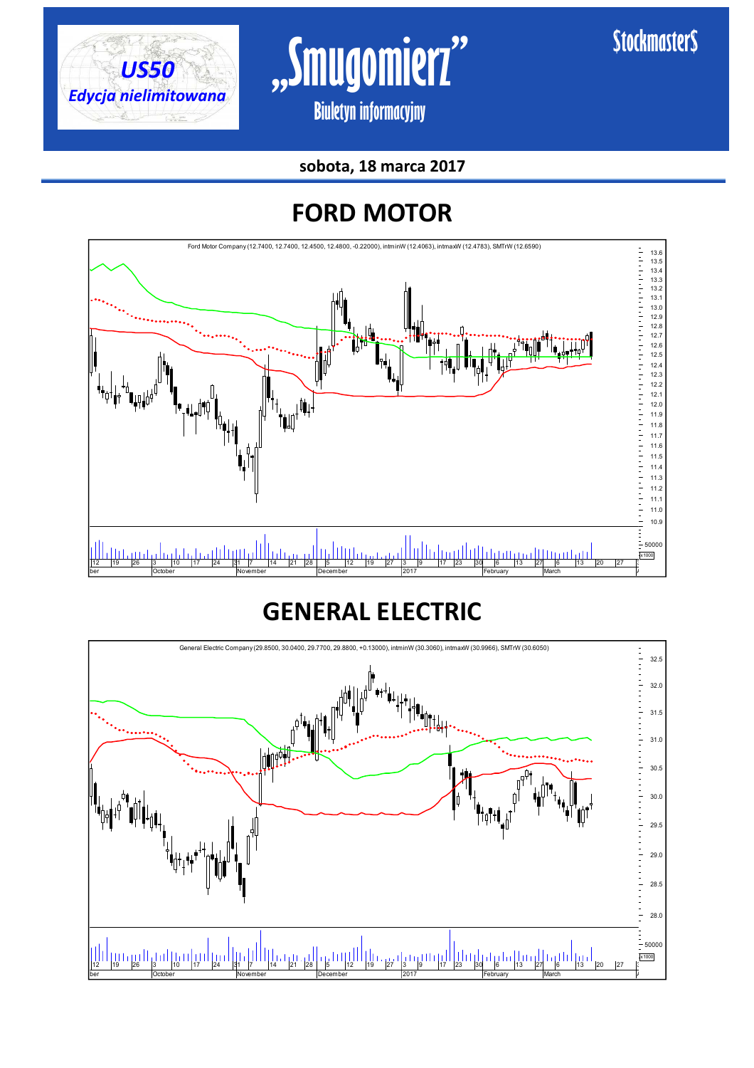# FORD MOTOR

Ford Motor Company (12.7400, 12.7400, 12.4500, 12.4800, -0.22000), intminW (12.4063), intmaxW (12.4783), SMTrW (12.6590)

# GENERAL ELECTRIC

General Electric Company (29.8500, 30.0400, 29.7700, 29.8800, +0.13000), intminW (30.3060), intmaxW (30.9966), SMTrW (30.6050)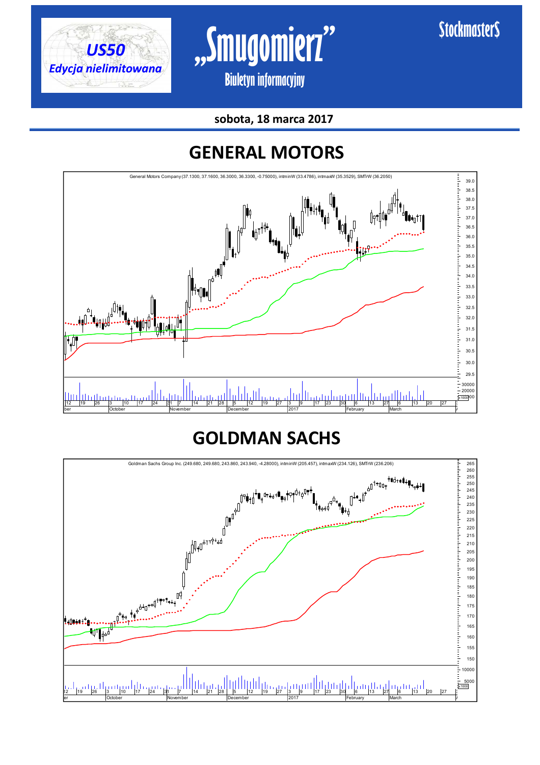US50

Edycja nielimitowana

# „Smugomierz"

Biuletyn informacyjny

Stockmaster$

**sobota, 18 marca 2017**

## GENERAL MOTORS

General Motors Company (37.1300, 37.1600, 36.3000, 36.3300, -0.75000), intmninW (33.4786), intmaxW (35.3529), SMTrW (36.2050)

## GOLDMAN SACHS

Goldman Sachs Group Inc. (249.680, 249.680, 243.860, 243.940, -4.28000), intmninW (205.457), intmaxW (234.126), SMTrW (236.206)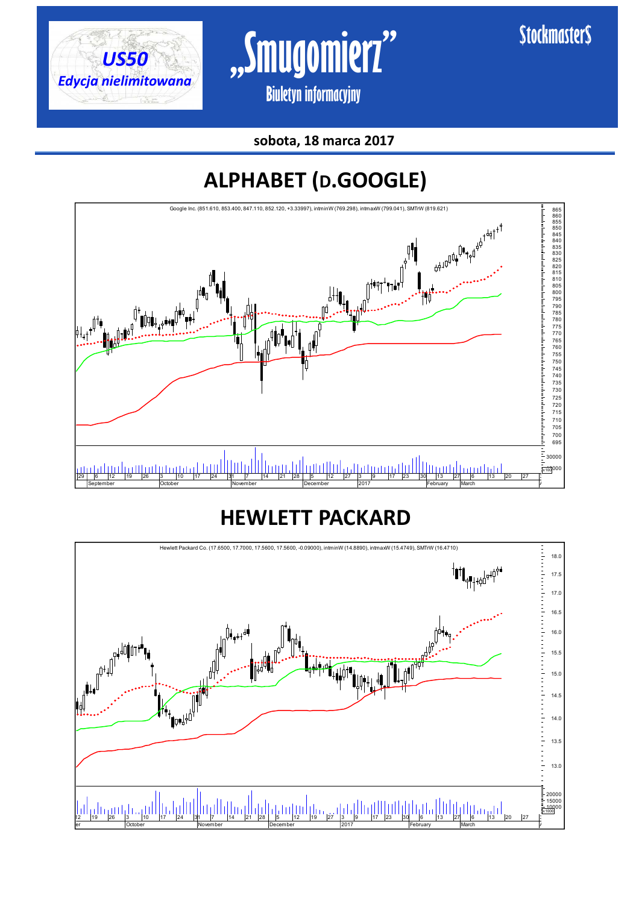sobota, 18 marca 2017

# ALPHABET (D.GOOGLE)

Google Inc. (851.610, 853.400, 847.110, 852.120, +3.33997), intminW (769.298), intmaxW (799.041), SMTrW (819.621)

# HEWLETT PACKARD

Hewlett Packard Co. (17.6500, 17.7000, 17.5600, 17.5600, -0.09000), intminW (14.8890), intmaxW (15.4749), SMTrW (16.4710)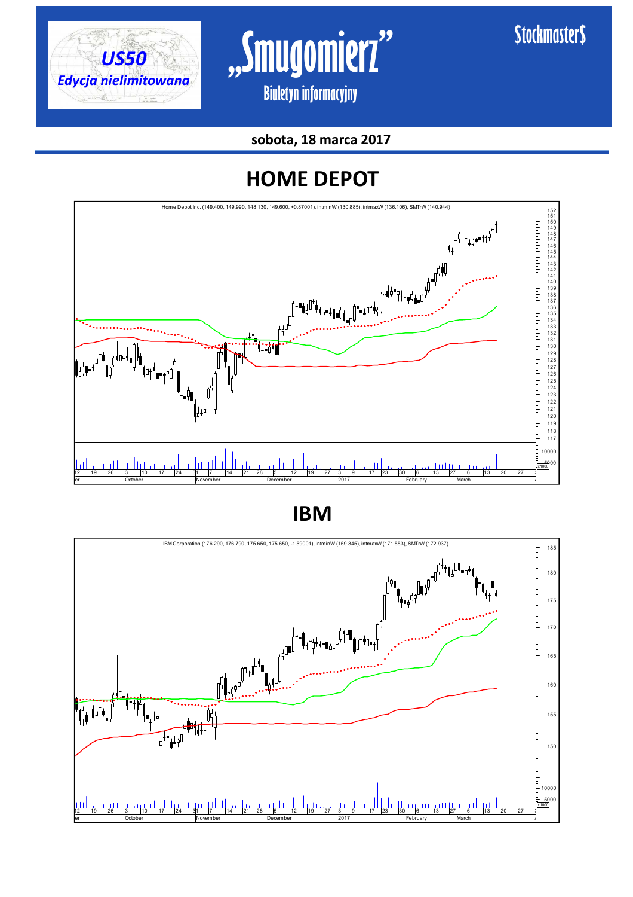sobota, 18 marca 2017

# HOME DEPOT

Home Depot Inc. (149.400, 149.990, 148.130, 149.600, +0.87001), intminW (130.885), intmaxW (136.106), SMTrW (140.944)

# IBM

IBM Corporation (176.290, 176.790, 175.650, 175.650, -1.59001), intminW (159.345), intmaxW (171.553), SMTrW (172.937)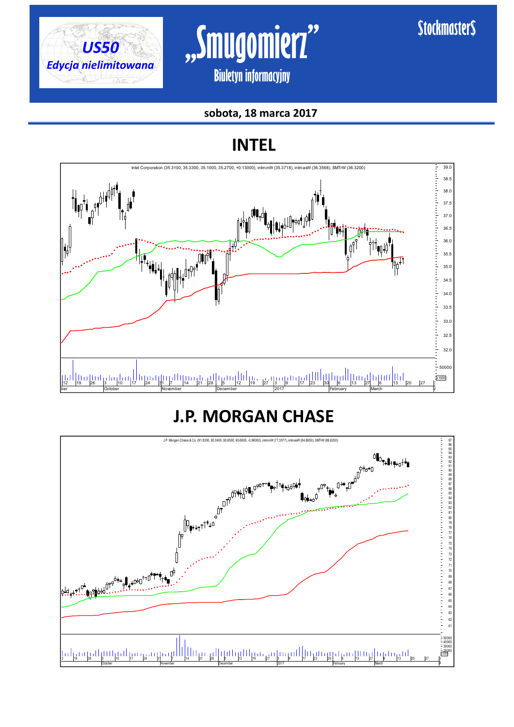US50

*Edycja nielimitowana*

# „Smugomierz"

Biuletyn informacyjny

Stockmasters

**sobota, 18 marca 2017**

## INTEL

Intel Corporation (35.3100, 35.3300, 35.1000, 35.2700, +0.13000), intminW (35.3718), intmaxW (36.3568), SMTrW (36.3200)

## J.P. MORGAN CHASE

J.P. Morgan Chase & Co. (91.8300, 92.0400, 90.8500, 90.6800, -0.96000), intminW (77.3577), intmaxW (84.8650), SMTrW (86.6200)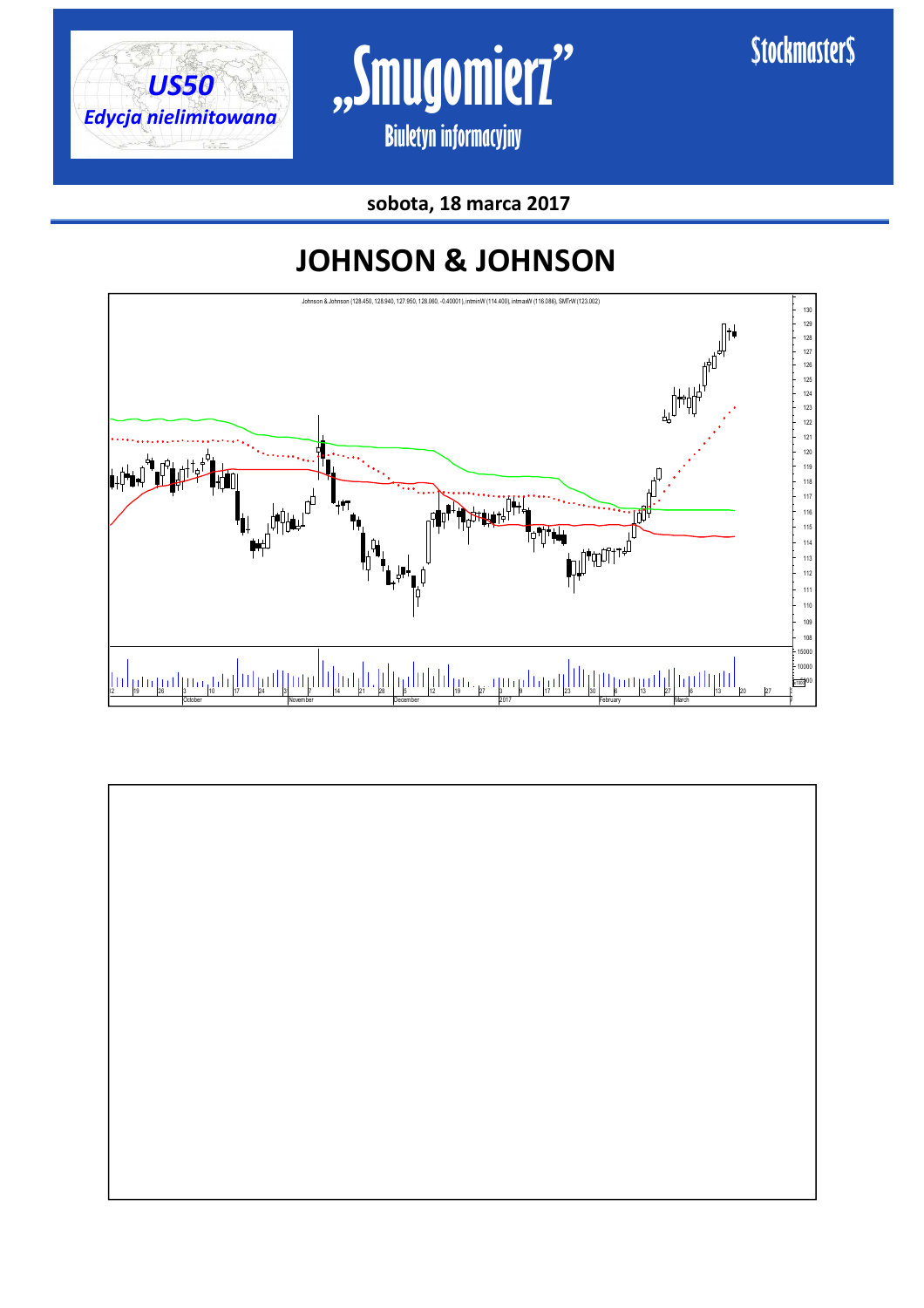sobota, 18 marca 2017

# JOHNSON & JOHNSON

Johnson & Johnson (128.450, 128.940, 127.950, 128.060, -0.40001), intminW (114.400), intmaxW (116.086), SMTrW (123.002)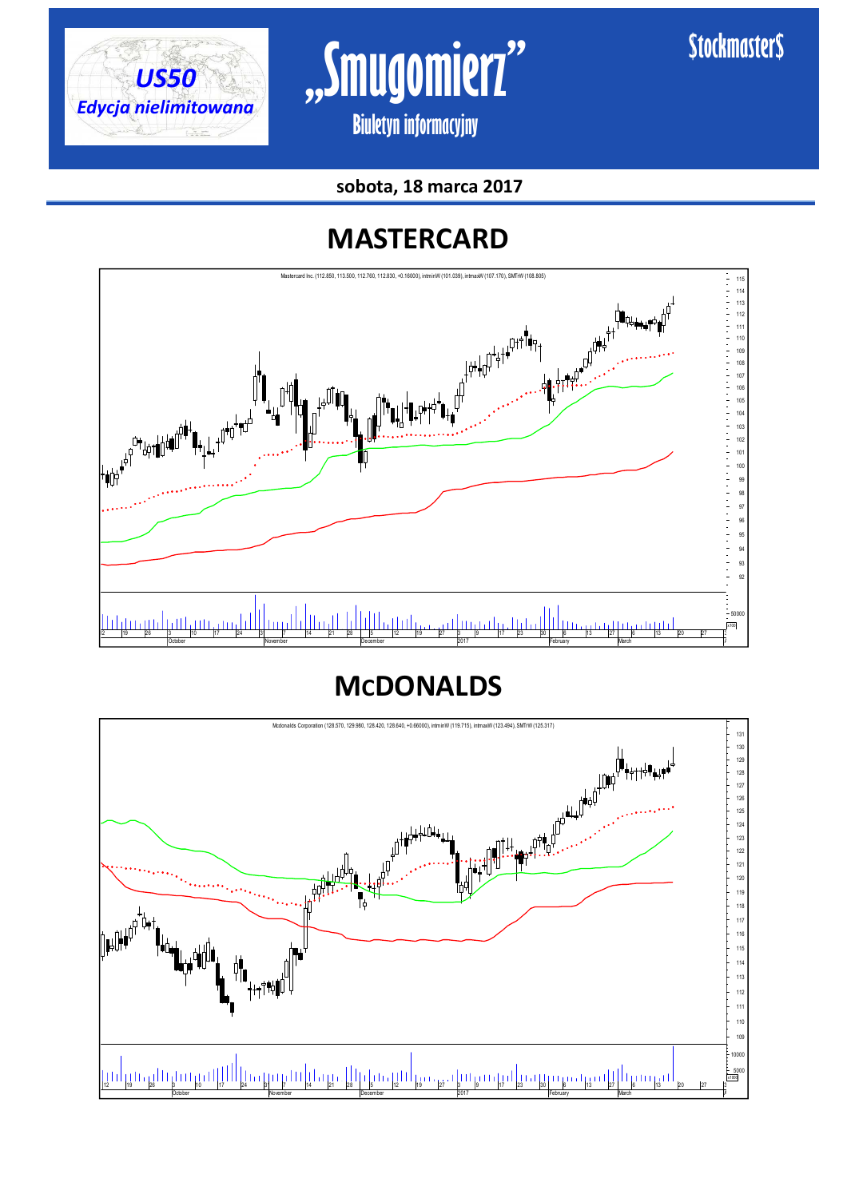US50
Edycja nielimitowana

# „Smugomierz"

Biuletyn informacyjny

Stockmaster$

**sobota, 18 marca 2017**

## MASTERCARD

Mastercard Inc. (112.850, 113.500, 112.760, 112.830, +0.16000), intminW (101.039), intmaxW (107.170), SMTnW (108.805)

## McDONALDS

Mcdonalds Corporation (128.570, 129.980, 128.420, 128.640, +0.66000), intminW (119.715), intmaxW (123.494), SMTnW (125.317)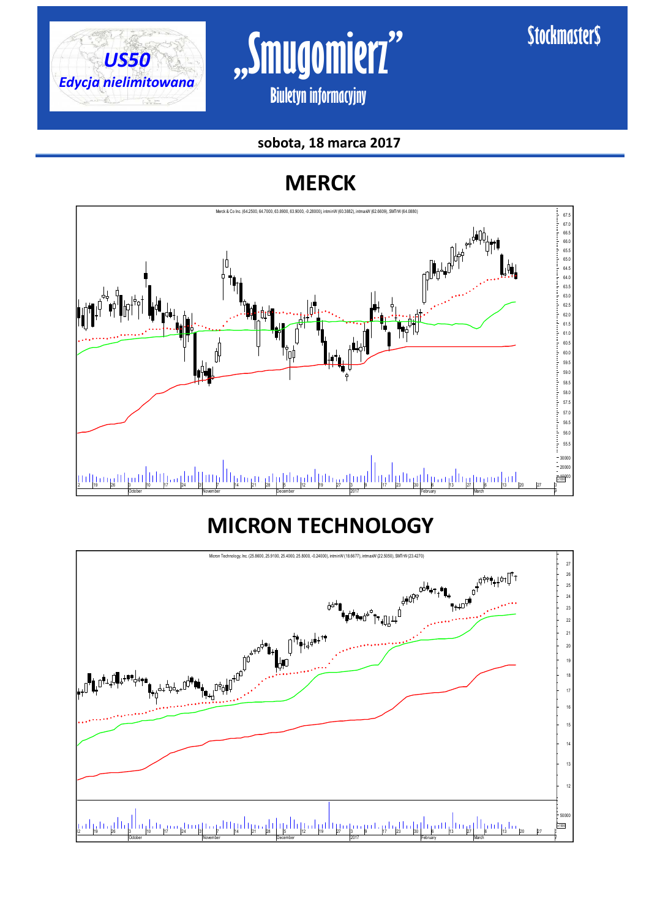US50

Edycja nielimitowana

# „Smugomierz”

Biuletyn informacyjny

Stockmasters

**sobota, 18 marca 2017**

## MERCK

Merck & Co Inc. (64.2500, 64.7000, 63.8900, 63.9000, -0.28000), intminW (60.3882), intmaxW (62.6609), SMTrW (64.0880)

## MICRON TECHNOLOGY

Micron Technology, Inc. (25.8600, 25.9100, 25.4000, 25.8000, -0.24000), intminW (18.6677), intmaxW (22.5050), SMTrW (23.4270)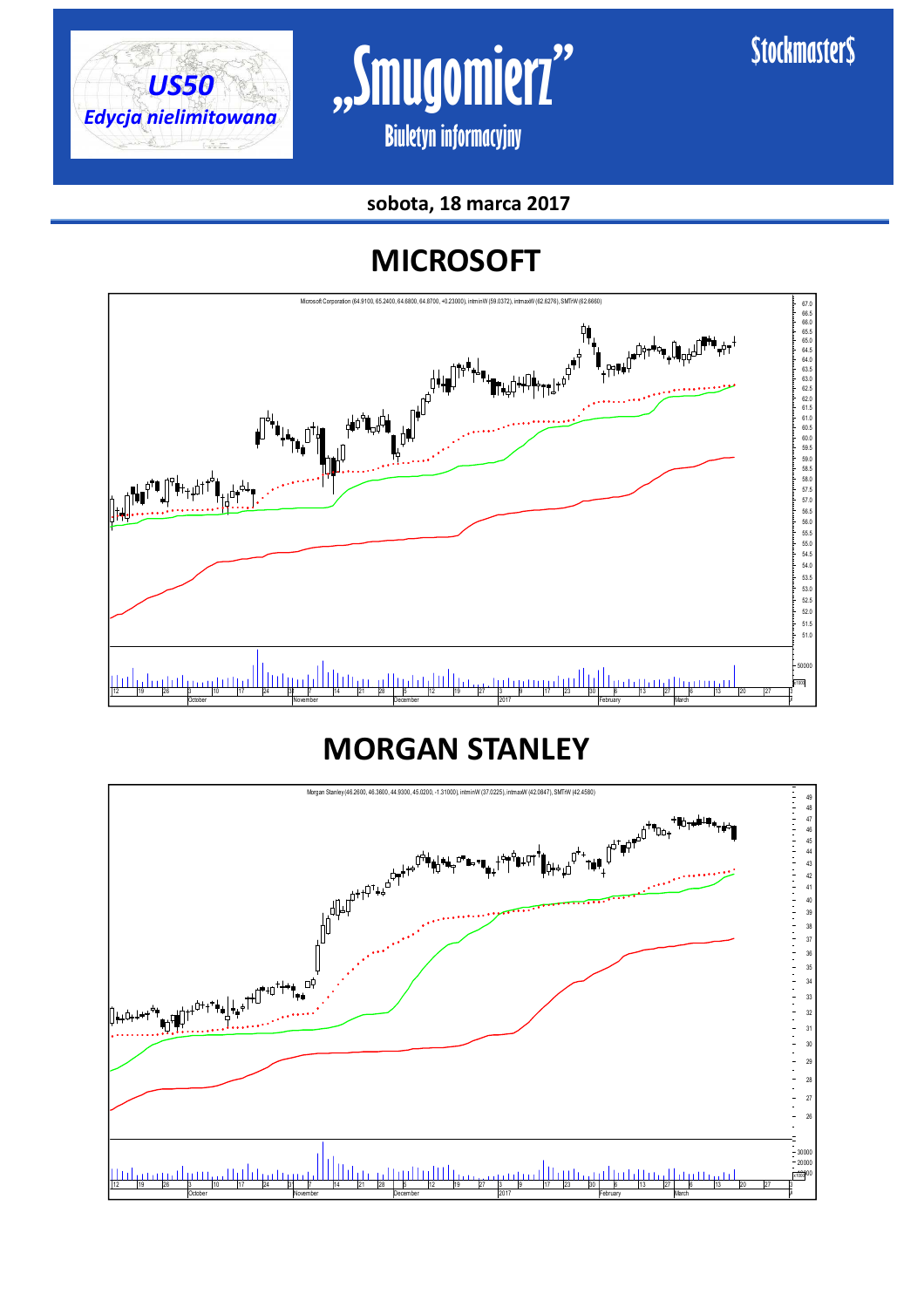US50
*Edycja nielimitowana*

# „Smugomierz"

Biuletyn informacyjny

Stockmasters

**sobota, 18 marca 2017**

## MICROSOFT

Microsoft Corporation (64.9100, 65.2400, 64.6800, 64.8700, +0.23000), intminW (59.0372), intmaxW (62.6276), SMTrW (62.6660)

## MORGAN STANLEY

Morgan Stanley (46.2600, 46.3600, 44.9300, 45.0200, -1.31000), intminW (37.0225), intmaxW (42.0847), SMTrW (42.4580)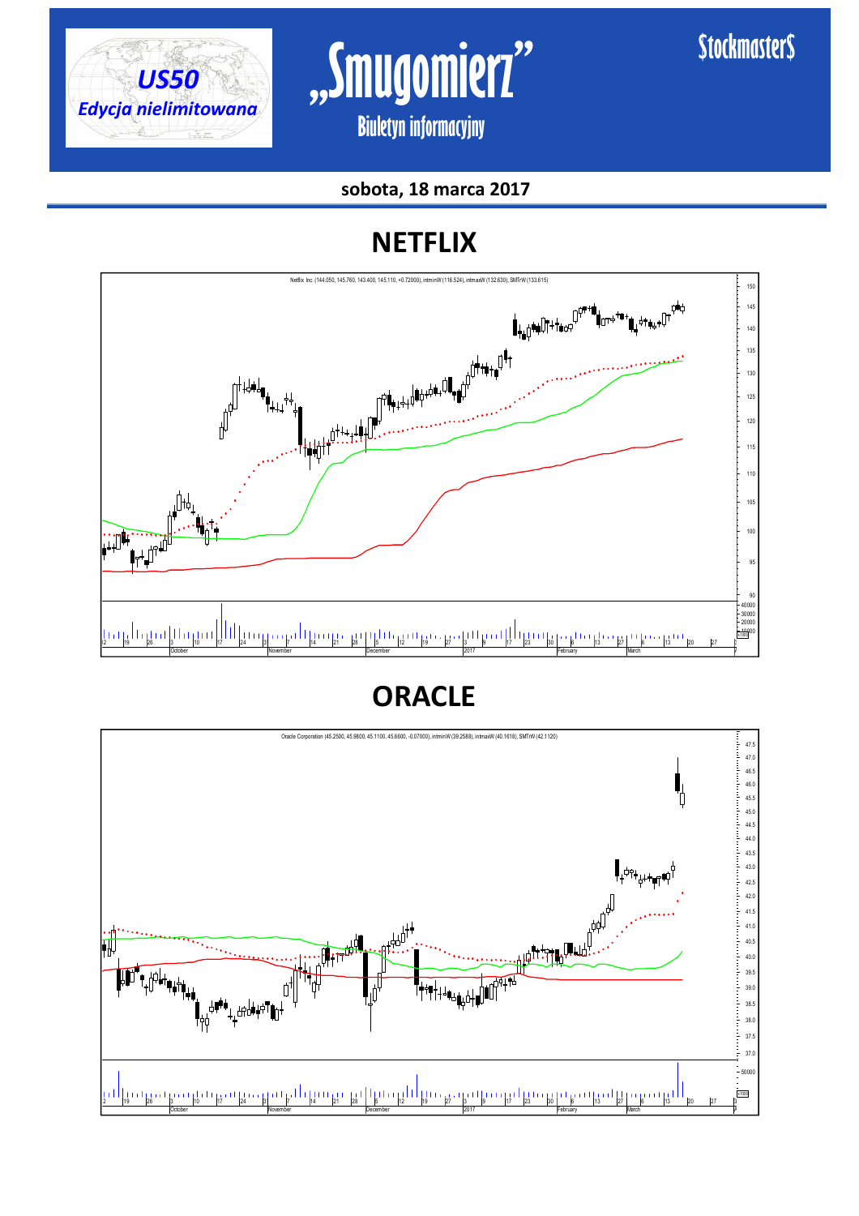US50

*Edycja nielimitowana*

# „Smugomierz"

Biuletyn informacyjny

Stockmaster$

**sobota, 18 marca 2017**

## NETFLIX

Netflix Inc. (144.050, 145.760, 143.400, 145.110, +0.72000), intminW (116.524), intmaxW (132.630), SMTrW (133.615)

## ORACLE

Oracle Corporation (45.2500, 45.9600, 45.1100, 45.6600, -0.07000), intminW (39.2588), intmaxW (40.1618), SMTrW (42.1120)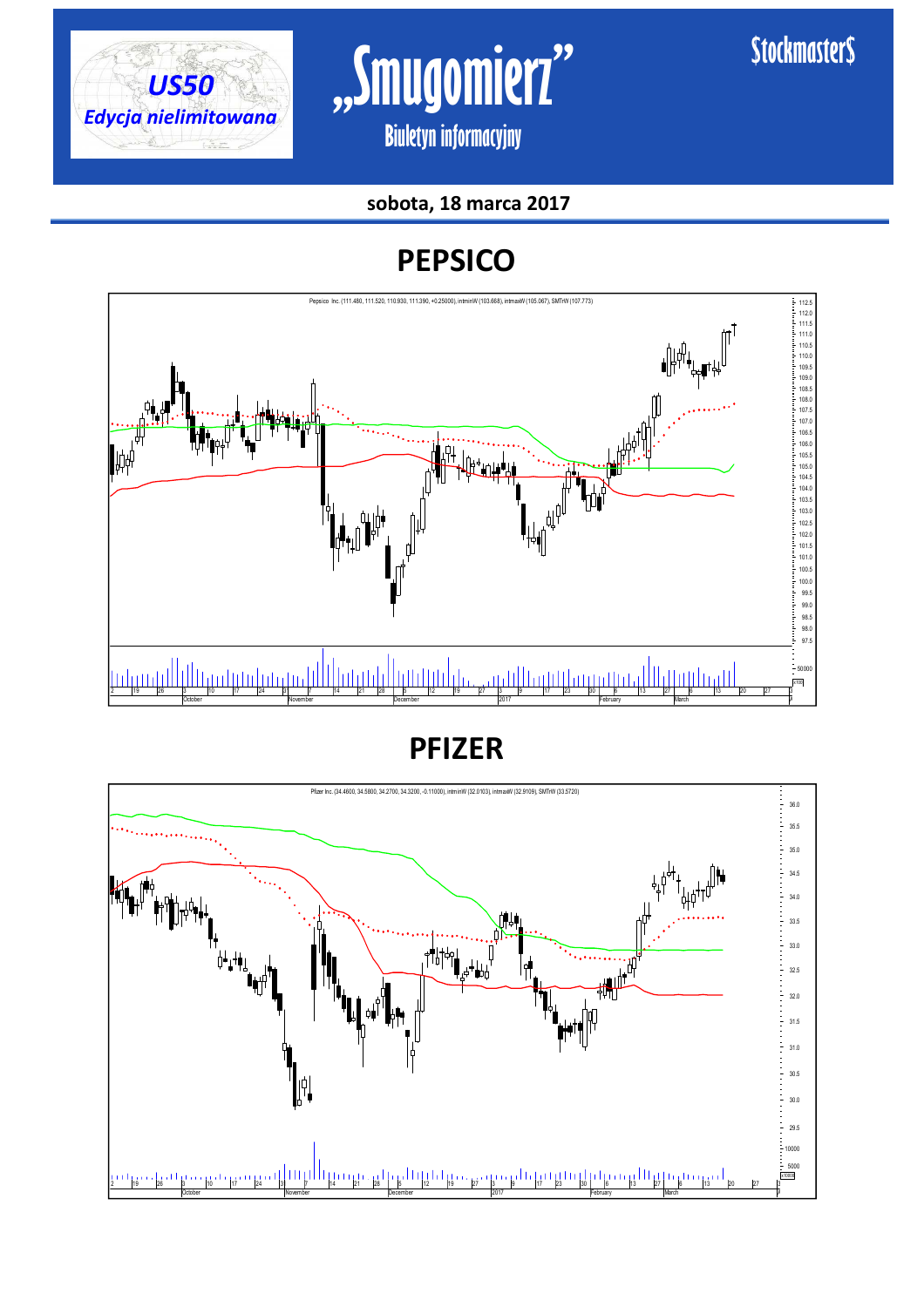# PEPSICO

Pepsico Inc. (111.480, 111.520, 110.930, 111.390, +0.25000), intminW (103.668), intmaxW (105.067), SMTrW (107.773)

# PFIZER

Pfizer Inc. (34.4600, 34.5800, 34.2700, 34.3200, -0.11000), intminW (32.0103), intmaxW (32.9109), SMTrW (33.5720)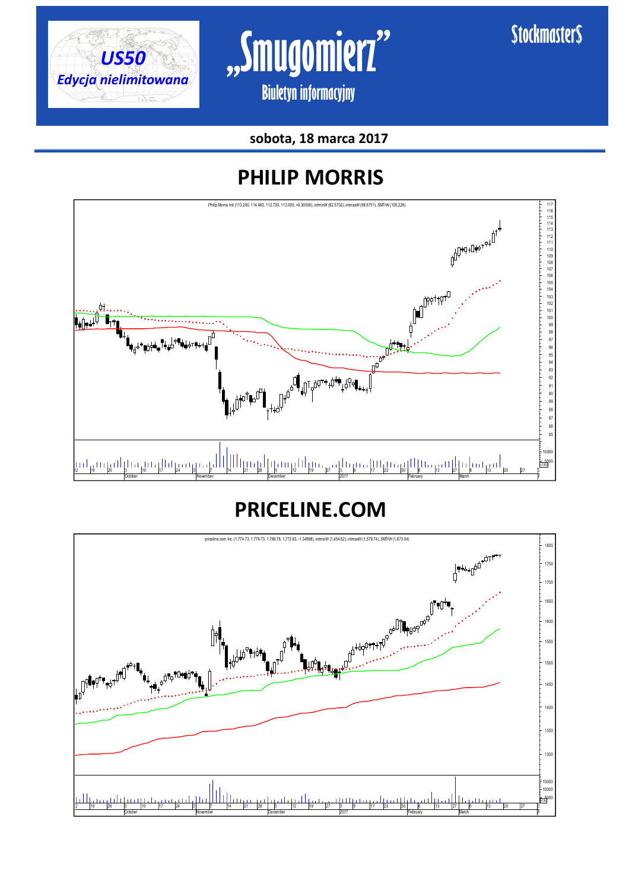# PHILIP MORRIS

Philip Morris Intl (113.200, 114.460, 112.730, 113.000, +0.30000), intminW (92.5702), intmaxW (98.6751), SMTrW (105.226)

# PRICELINE.COM

priceline.com Inc. (1,774.73, 1,774.73, 1,766.78, 1,772.63, -1.34998), intminW (1,454.62), intmaxW (1,579.74), SMTrW (1,673.04)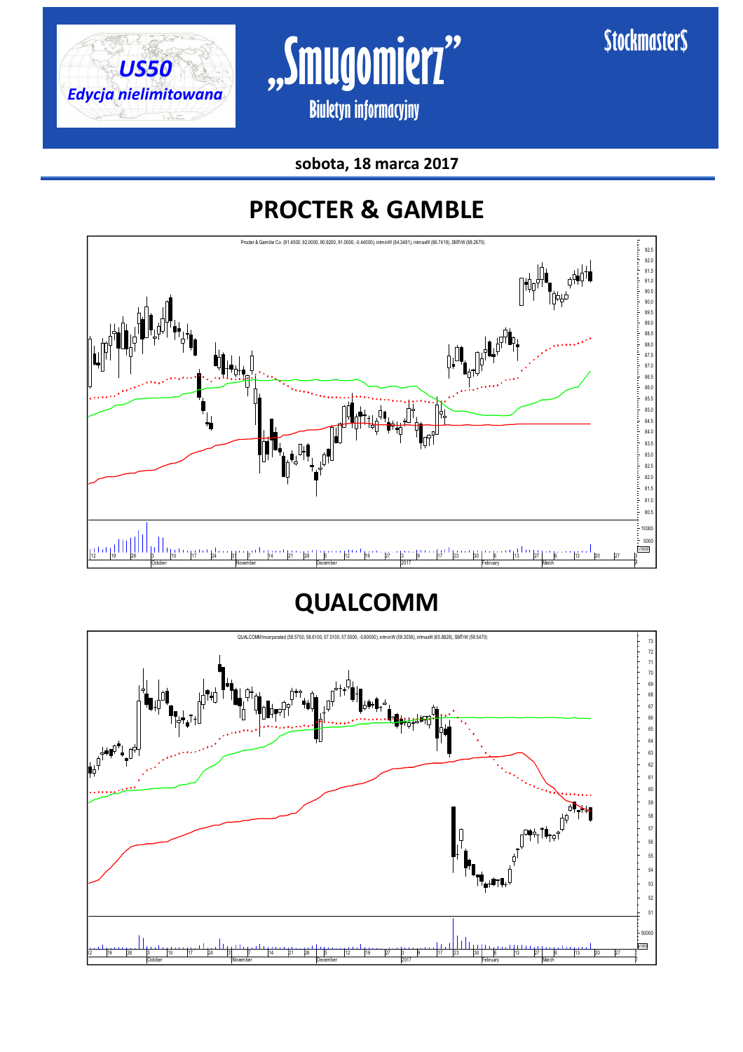**sobota, 18 marca 2017**

# PROCTER & GAMBLE

Procter & Gamble Co. (91.4500, 92.0000, 90.9200, 91.0000, -0.44000), intminW (84.3481), intmaxW (86.7419), SMTrW (88.2670)

# QUALCOMM

QUALCOMM Incorporated (58.5700, 58.6100, 57.5100, 57.5500, -0.80000), intminW (58.3036), intmaxW (65.8828), SMTrW (59.5470)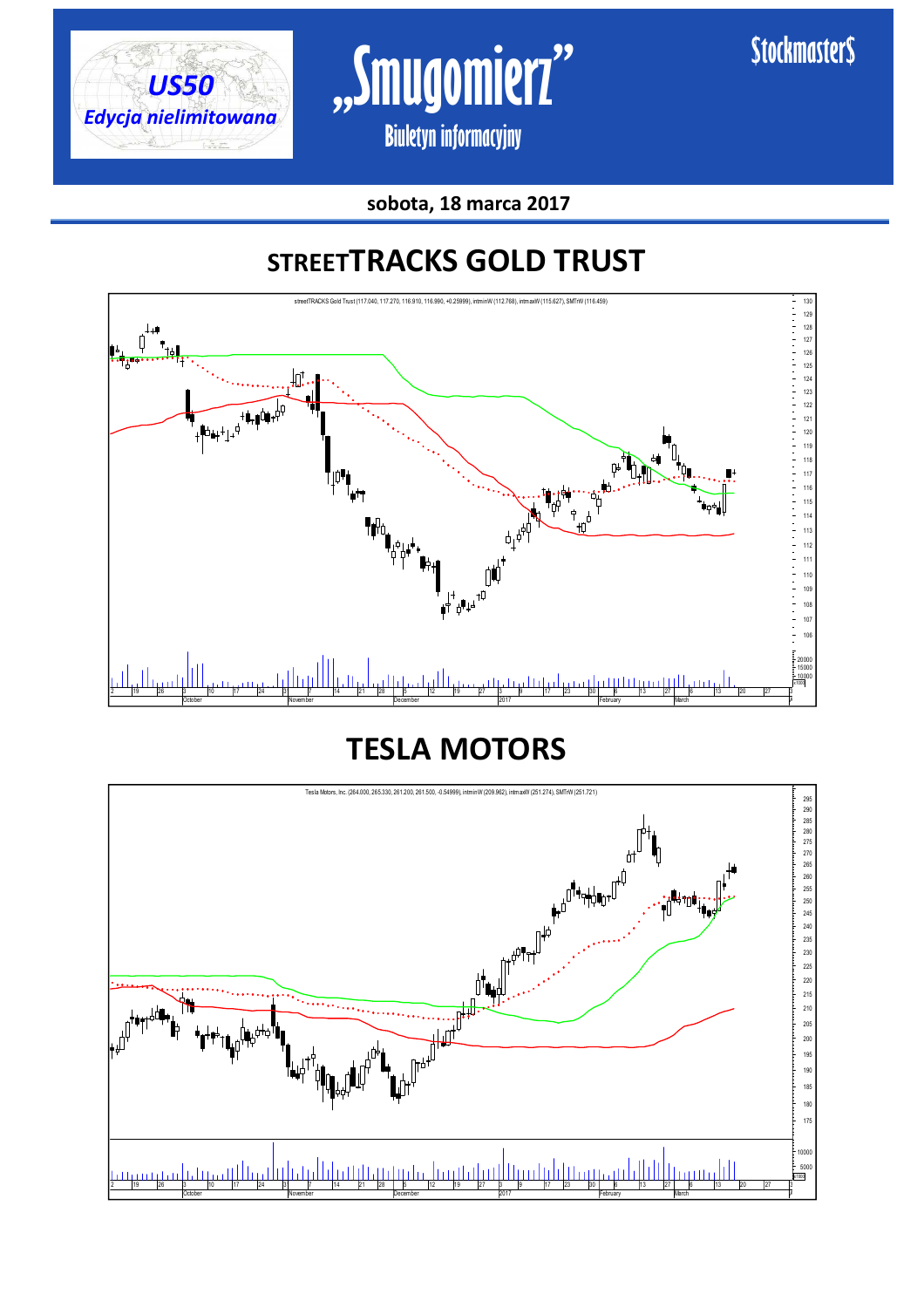**sobota, 18 marca 2017**

# STREETTRACKS GOLD TRUST

streetTRACKS Gold Trust (117.040, 117.270, 116.910, 116.990, +0.25999), intminW (112.768), intmaxW (115.627), SMTrW (116.459)

# TESLA MOTORS

Tesla Motors, Inc. (264.000, 265.330, 261.200, 261.500, -0.54999), intminW (209.962), intmaxW (251.274), SMTrW (251.721)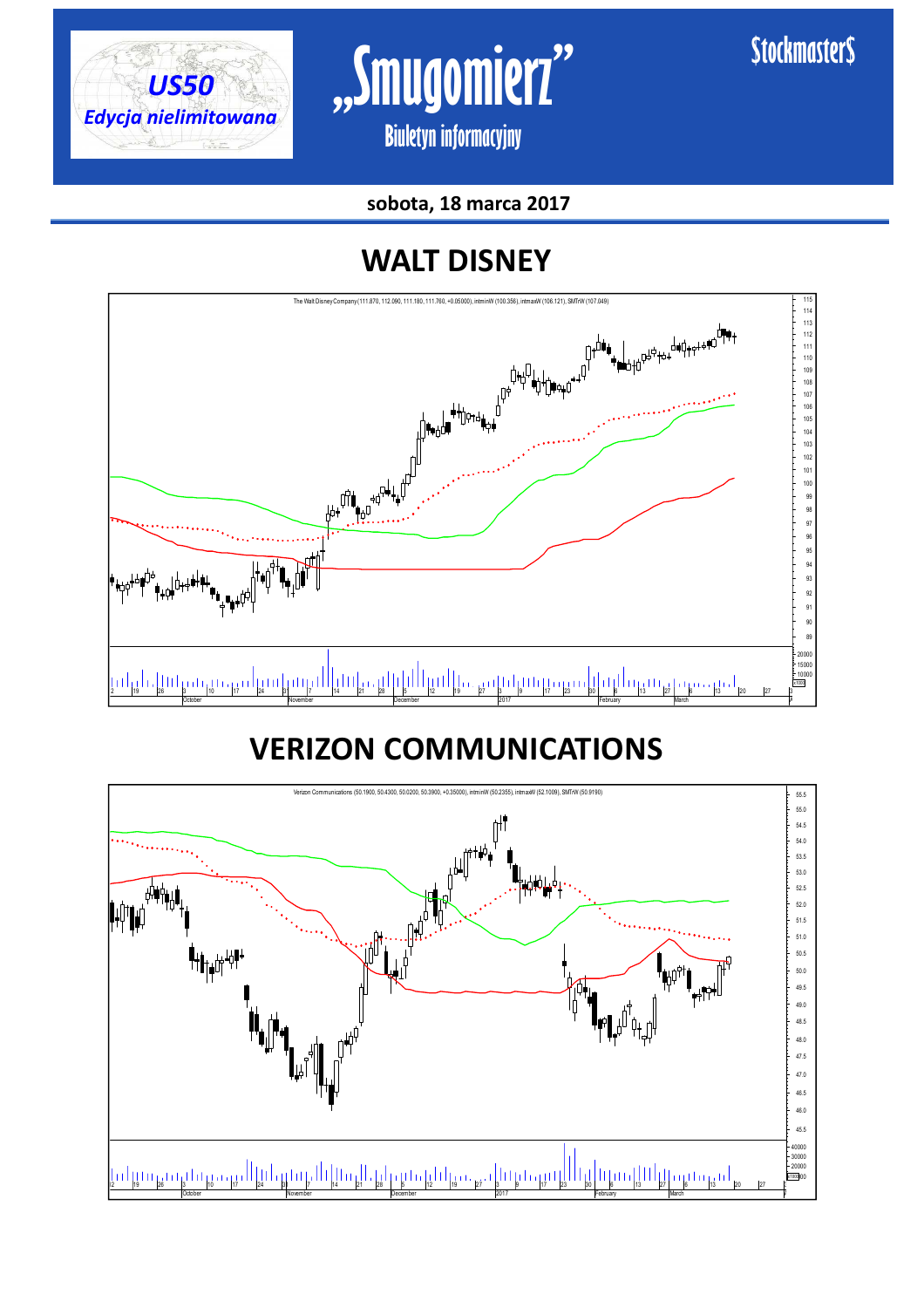US50

Edycja nielimitowana

# „Smugomierz"

Biuletyn informacyjny

Stockmasters

sobota, 18 marca 2017

## WALT DISNEY

The Walt Disney Company (111.870, 112.090, 111.180, 111.760, +0.05000), intminW (100.356), intmaxW (106.121), SMTrW (107.049)

## VERIZON COMMUNICATIONS

Verizon Communications (50.1900, 50.4300, 50.0200, 50.3900, +0.35000), intminW (50.2355), intmaxW (52.1009), SMTrW (50.9190)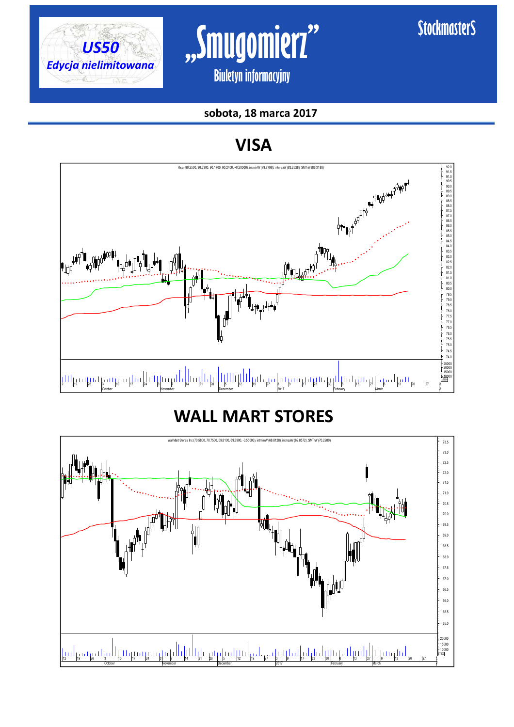US50
Edycja nielimitowana

„Smugomierz"
Biuletyn informacyjny

Stockmaster$

**sobota, 18 marca 2017**

# VISA

Visa (90.2500, 90.6300, 90.1700, 90.2400, +0.20000), intminW (79.7798), intmaxW (83.2628), SMTrW (86.3180)

# WALL MART STORES

Wal Mart Stores Inc (70.5800, 70.7500, 69.8100, 69.8900, -0.55000), intminW (68.8128), intmaxW (69.8572), SMTrW (70.2980)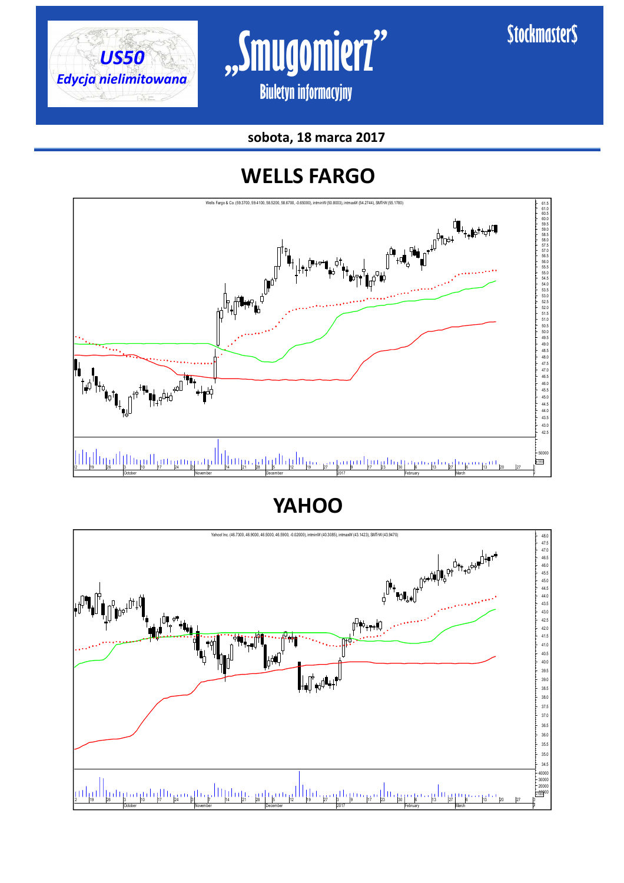US50

Edycja nielimitowana

# „Smugomierz"

Biuletyn informacyjny

Stockmaster$

**sobota, 18 marca 2017**

## WELLS FARGO

Wells Fargo & Co. (59.3700, 59.4100, 58.5200, 58.6700, -0.65000), intminW (50.8003), intmaxW (54.2744), SMTrW (55.1780)

61.5
61.0
60.5
60.0
59.5
59.0
58.5
58.0
57.5
57.0
56.5
56.0
55.5
55.0
54.5
54.0
53.5
53.0
52.5
52.0
51.5
51.0
50.5
50.0
49.5
49.0
48.5
48.0
47.5
47.0
46.5
46.0
45.5
45.0
44.5
44.0
43.5
43.0
42.5

50000
x1000

12 19 26 3 10 17 24 31 7 14 21 28 5 12 19 27 3 9 17 23 30 6 13 21 27 6 13 20 27 3

October November December 2017 February March

## YAHOO

Yahoo! Inc. (46.7300, 46.9000, 46.5000, 46.5900, -0.02000), intminW (40.3085), intmaxW (43.1423), SMTrW (43.9470)

48.0
47.5
47.0
46.5
46.0
45.5
45.0
44.5
44.0
43.5
43.0
42.5
42.0
41.5
41.0
40.5
40.0
39.5
39.0
38.5
38.0
37.5
37.0
36.5
36.0
35.5
35.0
34.5

40000
30000
20000
10000
x1000

12 19 26 3 10 17 24 31 7 14 21 28 5 12 19 27 3 9 17 23 30 6 13 21 27 6 13 20 27 3

October November December 2017 February March